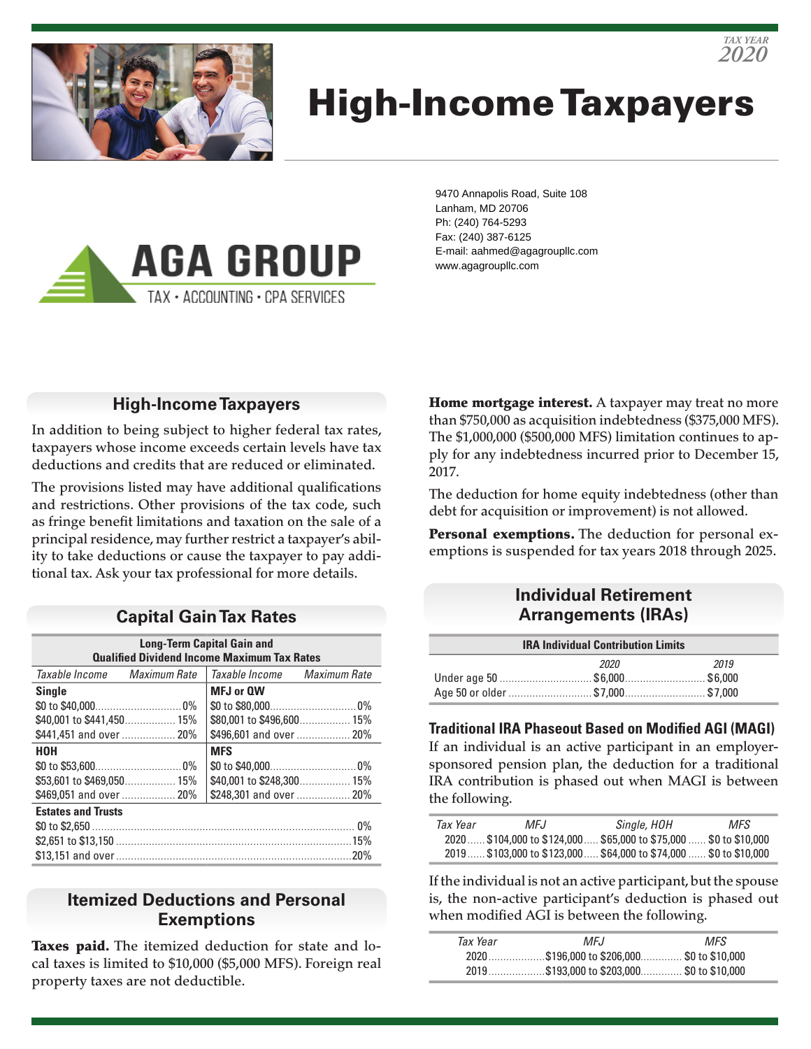TAX YEAR 2020

# High-Income Taxpayers

**AGA GROUP**
TAX • ACCOUNTING • CPA SERVICES

9470 Annapolis Road, Suite 108
Lanham, MD 20706
Ph: (240) 764-5293
Fax: (240) 387-6125
E-mail: aahmed@agagroupllc.com
www.agagroupllc.com

## High-Income Taxpayers

In addition to being subject to higher federal tax rates, taxpayers whose income exceeds certain levels have tax deductions and credits that are reduced or eliminated.

The provisions listed may have additional qualifications and restrictions. Other provisions of the tax code, such as fringe benefit limitations and taxation on the sale of a principal residence, may further restrict a taxpayer's ability to take deductions or cause the taxpayer to pay additional tax. Ask your tax professional for more details.

## Capital Gain Tax Rates

**Long-Term Capital Gain and Qualified Dividend Income Maximum Tax Rates**

| *Taxable Income* | *Maximum Rate* | *Taxable Income* | *Maximum Rate* |
|---|---|---|---|
| **Single** | | **MFJ or QW** | |
| $0 to $40,000 | 0% | $0 to $80,000 | 0% |
| $40,001 to $441,450 | 15% | $80,001 to $496,600 | 15% |
| $441,451 and over | 20% | $496,601 and over | 20% |
| **HOH** | | **MFS** | |
| $0 to $53,600 | 0% | $0 to $40,000 | 0% |
| $53,601 to $469,050 | 15% | $40,001 to $248,300 | 15% |
| $469,051 and over | 20% | $248,301 and over | 20% |
| **Estates and Trusts** | | | |
| $0 to $2,650 | 0% | | |
| $2,651 to $13,150 | 15% | | |
| $13,151 and over | 20% | | |

## Itemized Deductions and Personal Exemptions

**Taxes paid.** The itemized deduction for state and local taxes is limited to $10,000 ($5,000 MFS). Foreign real property taxes are not deductible.

**Home mortgage interest.** A taxpayer may treat no more than $750,000 as acquisition indebtedness ($375,000 MFS). The $1,000,000 ($500,000 MFS) limitation continues to apply for any indebtedness incurred prior to December 15, 2017.

The deduction for home equity indebtedness (other than debt for acquisition or improvement) is not allowed.

**Personal exemptions.** The deduction for personal exemptions is suspended for tax years 2018 through 2025.

## Individual Retirement Arrangements (IRAs)

**IRA Individual Contribution Limits**

| | *2020* | *2019* |
|---|---|---|
| Under age 50 | $6,000 | $6,000 |
| Age 50 or older | $7,000 | $7,000 |

### Traditional IRA Phaseout Based on Modified AGI (MAGI)

If an individual is an active participant in an employer-sponsored pension plan, the deduction for a traditional IRA contribution is phased out when MAGI is between the following.

| *Tax Year* | *MFJ* | *Single, HOH* | *MFS* |
|---|---|---|---|
| 2020 | $104,000 to $124,000 | $65,000 to $75,000 | $0 to $10,000 |
| 2019 | $103,000 to $123,000 | $64,000 to $74,000 | $0 to $10,000 |

If the individual is not an active participant, but the spouse is, the non-active participant's deduction is phased out when modified AGI is between the following.

| *Tax Year* | *MFJ* | *MFS* |
|---|---|---|
| 2020 | $196,000 to $206,000 | $0 to $10,000 |
| 2019 | $193,000 to $203,000 | $0 to $10,000 |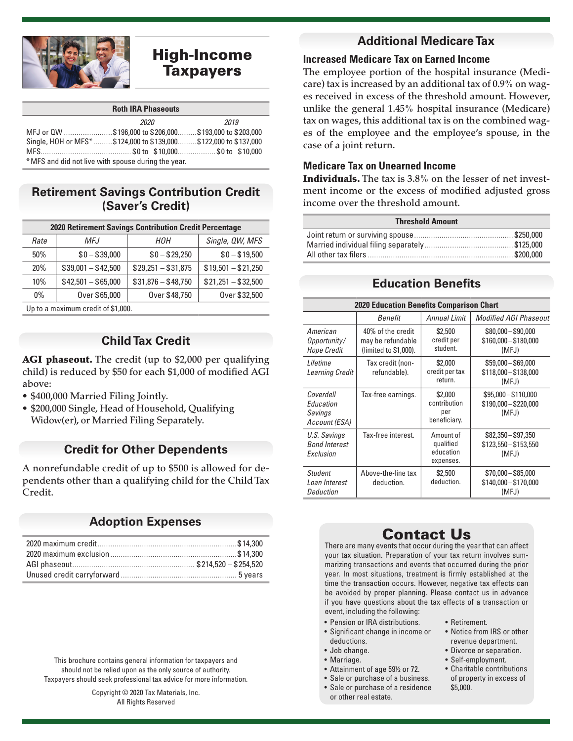# High-Income Taxpayers

| Roth IRA Phaseouts | | |
|---|---|---|
| | 2020 | 2019 |
| MFJ or QW | $196,000 to $206,000 | $193,000 to $203,000 |
| Single, HOH or MFS* | $124,000 to $139,000 | $122,000 to $137,000 |
| MFS | $0 to $10,000 | $0 to $10,000 |

*MFS and did not live with spouse during the year.

## Retirement Savings Contribution Credit (Saver's Credit)

| Rate | MFJ | HOH | Single, QW, MFS |
|---|---|---|---|
| 50% | $0 – $39,000 | $0 – $29,250 | $0 – $19,500 |
| 20% | $39,001 – $42,500 | $29,251 – $31,875 | $19,501 – $21,250 |
| 10% | $42,501 – $65,000 | $31,876 – $48,750 | $21,251 – $32,500 |
| 0% | Over $65,000 | Over $48,750 | Over $32,500 |

2020 Retirement Savings Contribution Credit Percentage

Up to a maximum credit of $1,000.

## Child Tax Credit

**AGI phaseout.** The credit (up to $2,000 per qualifying child) is reduced by $50 for each $1,000 of modified AGI above:

- $400,000 Married Filing Jointly.
- $200,000 Single, Head of Household, Qualifying Widow(er), or Married Filing Separately.

## Credit for Other Dependents

A nonrefundable credit of up to $500 is allowed for dependents other than a qualifying child for the Child Tax Credit.

## Adoption Expenses

| | |
|---|---|
| 2020 maximum credit | $14,300 |
| 2020 maximum exclusion | $14,300 |
| AGI phaseout | $214,520 – $254,520 |
| Unused credit carryforward | 5 years |

## Additional Medicare Tax

### Increased Medicare Tax on Earned Income

The employee portion of the hospital insurance (Medicare) tax is increased by an additional tax of 0.9% on wages received in excess of the threshold amount. However, unlike the general 1.45% hospital insurance (Medicare) tax on wages, this additional tax is on the combined wages of the employee and the employee's spouse, in the case of a joint return.

### Medicare Tax on Unearned Income

**Individuals.** The tax is 3.8% on the lesser of net investment income or the excess of modified adjusted gross income over the threshold amount.

| Threshold Amount | |
|---|---|
| Joint return or surviving spouse | $250,000 |
| Married individual filing separately | $125,000 |
| All other tax filers | $200,000 |

## Education Benefits

2020 Education Benefits Comparison Chart

| | Benefit | Annual Limit | Modified AGI Phaseout |
|---|---|---|---|
| *American Opportunity/ Hope Credit* | 40% of the credit may be refundable (limited to $1,000). | $2,500 credit per student. | $80,000 – $90,000<br>$160,000 – $180,000 (MFJ) |
| *Lifetime Learning Credit* | Tax credit (non-refundable). | $2,000 credit per tax return. | $59,000 – $69,000<br>$118,000 – $138,000 (MFJ) |
| *Coverdell Education Savings Account (ESA)* | Tax-free earnings. | $2,000 contribution per beneficiary. | $95,000 – $110,000<br>$190,000 – $220,000 (MFJ) |
| *U.S. Savings Bond Interest Exclusion* | Tax-free interest. | Amount of qualified education expenses. | $82,350 – $97,350<br>$123,550 – $153,550 (MFJ) |
| *Student Loan Interest Deduction* | Above-the-line tax deduction. | $2,500 deduction. | $70,000 – $85,000<br>$140,000 – $170,000 (MFJ) |

# Contact Us

There are many events that occur during the year that can affect your tax situation. Preparation of your tax return involves summarizing transactions and events that occurred during the prior year. In most situations, treatment is firmly established at the time the transaction occurs. However, negative tax effects can be avoided by proper planning. Please contact us in advance if you have questions about the tax effects of a transaction or event, including the following:

- Pension or IRA distributions.
- Significant change in income or deductions.
- Job change.
- Marriage.
- Attainment of age 59½ or 72.
- Sale or purchase of a business.
- Sale or purchase of a residence or other real estate.
- Retirement.
- Notice from IRS or other revenue department.
- Divorce or separation.
- Self-employment.
- Charitable contributions of property in excess of $5,000.

This brochure contains general information for taxpayers and should not be relied upon as the only source of authority. Taxpayers should seek professional tax advice for more information.

Copyright © 2020 Tax Materials, Inc.
All Rights Reserved